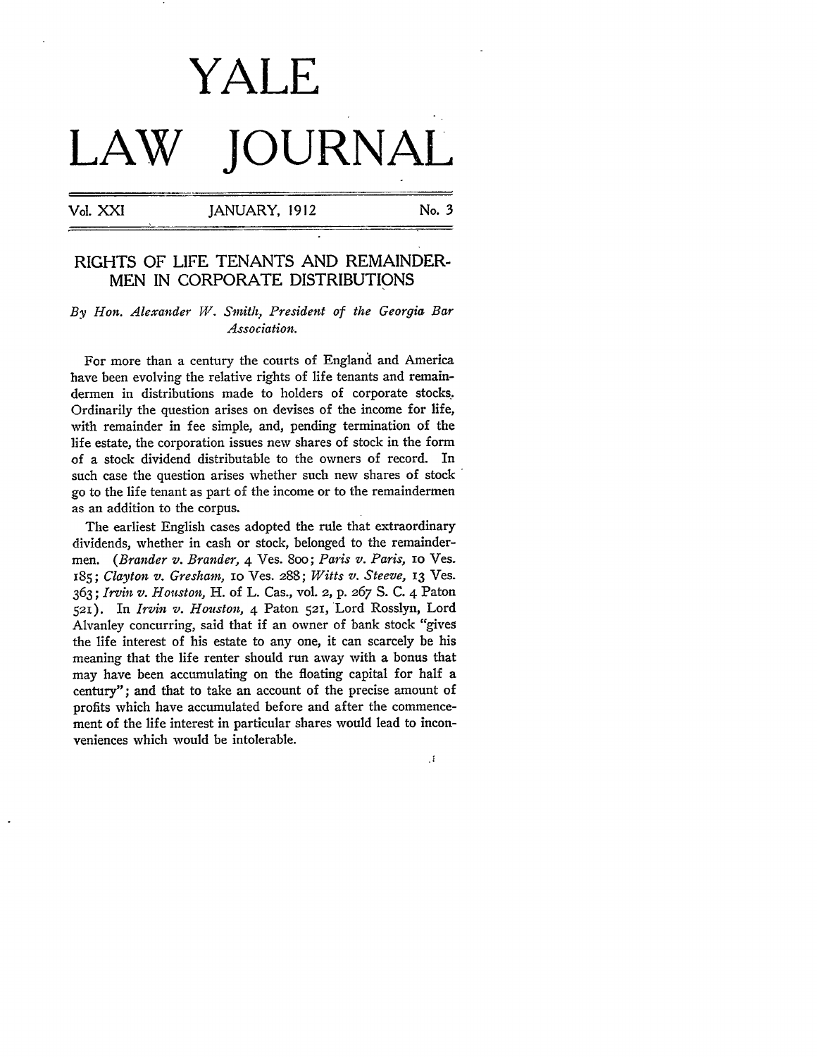# YALE LAW JOURNAL

Vol. XXI JANUARY, 1912 No. 3

## RIGHTS OF LIFE TENANTS AND REMAINDERMEN IN CORPORATE DISTRIBUTIONS

*By Hon. Alexander W. Smith, President of the Georgia Bar Association.*

For more than a century the courts of England and America have been evolving the relative rights of life tenants and remaindermen in distributions made to holders of corporate stocks. Ordinarily the question arises on devises of the income for life, with remainder in fee simple, and, pending termination of the life estate, the corporation issues new shares of stock in the form of a stock dividend distributable to the owners of record. In such case the question arises whether such new shares of stock go to the life tenant as part of the income or to the remaindermen as an addition to the corpus.

The earliest English cases adopted the rule that extraordinary dividends, whether in cash or stock, belonged to the remaindermen. (*Brander v. Brander,* 4 Ves. 800; *Paris v. Paris,* 10 Ves. 185; *Clayton v. Gresham,* 10 Ves. 288; *Witts v. Steeve,* 13 Ves. 363; *Irvin v. Houston,* H. of L. Cas., vol. 2, p. 267 S. C. 4 Paton 521). In *Irvin v. Houston,* 4 Paton 521, Lord Rosslyn, Lord Alvanley concurring, said that if an owner of bank stock "gives the life interest of his estate to any one, it can scarcely be his meaning that the life renter should run away with a bonus that may have been accumulating on the floating capital for half a century"; and that to take an account of the precise amount of profits which have accumulated before and after the commencement of the life interest in particular shares would lead to inconveniences which would be intolerable.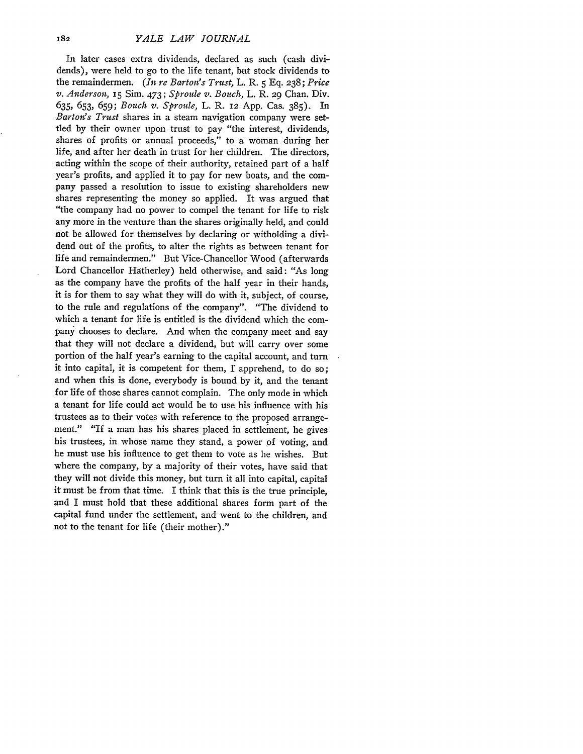In later cases extra dividends, declared as such (cash dividends), were held to go to the life tenant, but stock dividends to the remaindermen. (*In re Barton's Trust*, L. R. 5 Eq. 238; *Price v. Anderson*, 15 Sim. 473; *Sproule v. Bouch*, L. R. 29 Chan. Div. 635, 653, 659; *Bouch v. Sproule*, L. R. 12 App. Cas. 385). In *Barton's Trust* shares in a steam navigation company were settled by their owner upon trust to pay "the interest, dividends, shares of profits or annual proceeds," to a woman during her life, and after her death in trust for her children. The directors, acting within the scope of their authority, retained part of a half year's profits, and applied it to pay for new boats, and the company passed a resolution to issue to existing shareholders new shares representing the money so applied. It was argued that "the company had no power to compel the tenant for life to risk any more in the venture than the shares originally held, and could not be allowed for themselves by declaring or witholding a dividend out of the profits, to alter the rights as between tenant for life and remaindermen." But Vice-Chancellor Wood (afterwards Lord Chancellor Hatherley) held otherwise, and said: "As long as the company have the profits of the half year in their hands, it is for them to say what they will do with it, subject, of course, to the rule and regulations of the company". "The dividend to which a tenant for life is entitled is the dividend which the company chooses to declare. And when the company meet and say that they will not declare a dividend, but will carry over some portion of the half year's earning to the capital account, and turn it into capital, it is competent for them, I apprehend, to do so; and when this is done, everybody is bound by it, and the tenant for life of those shares cannot complain. The only mode in which a tenant for life could act would be to use his influence with his trustees as to their votes with reference to the proposed arrangement." "If a man has his shares placed in settlement, he gives his trustees, in whose name they stand, a power of voting, and he must use his influence to get them to vote as he wishes. But where the company, by a majority of their votes, have said that they will not divide this money, but turn it all into capital, capital it must be from that time. I think that this is the true principle, and I must hold that these additional shares form part of the capital fund under the settlement, and went to the children, and not to the tenant for life (their mother)."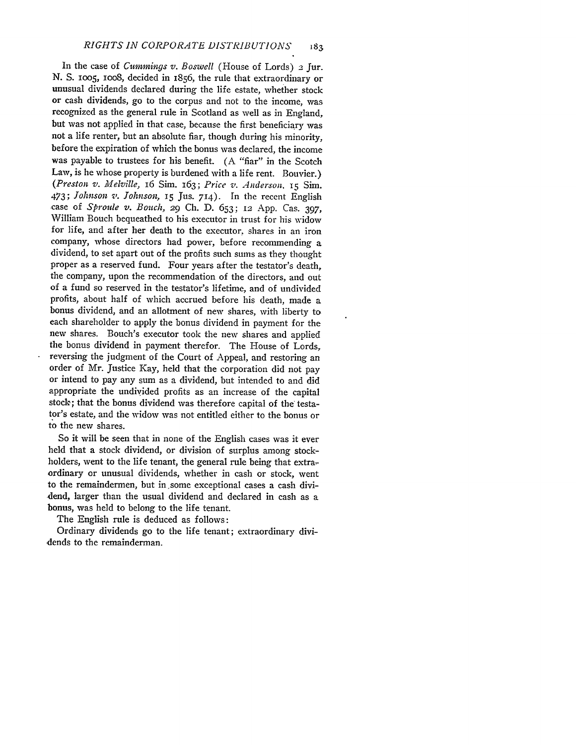In the case of *Cummings v. Boswell* (House of Lords) 2 Jur. N. S. 1005, 1008, decided in 1856, the rule that extraordinary or unusual dividends declared during the life estate, whether stock or cash dividends, go to the corpus and not to the income, was recognized as the general rule in Scotland as well as in England, but was not applied in that case, because the first beneficiary was not a life renter, but an absolute fiar, though during his minority, before the expiration of which the bonus was declared, the income was payable to trustees for his benefit. (A "fiar" in the Scotch Law, is he whose property is burdened with a life rent. Bouvier.) (*Preston v. Melville,* 16 Sim. 163; *Price v. Anderson,* 15 Sim. 473; *Johnson v. Johnson,* 15 Jus. 714). In the recent English case of *Sproule v. Bouch,* 29 Ch. D. 653; 12 App. Cas. 397, William Bouch bequeathed to his executor in trust for his widow for life, and after her death to the executor, shares in an iron company, whose directors had power, before recommending a dividend, to set apart out of the profits such sums as they thought proper as a reserved fund. Four years after the testator's death, the company, upon the recommendation of the directors, and out of a fund so reserved in the testator's lifetime, and of undivided profits, about half of which accrued before his death, made a bonus dividend, and an allotment of new shares, with liberty to each shareholder to apply the bonus dividend in payment for the new shares. Bouch's executor took the new shares and applied the bonus dividend in payment therefor. The House of Lords, reversing the judgment of the Court of Appeal, and restoring an order of Mr. Justice Kay, held that the corporation did not pay or intend to pay any sum as a dividend, but intended to and did appropriate the undivided profits as an increase of the capital stock; that the bonus dividend was therefore capital of the testator's estate, and the widow was not entitled either to the bonus or to the new shares.

So it will be seen that in none of the English cases was it ever held that a stock dividend, or division of surplus among stockholders, went to the life tenant, the general rule being that extraordinary or unusual dividends, whether in cash or stock, went to the remaindermen, but in some exceptional cases a cash dividend, larger than the usual dividend and declared in cash as a bonus, was held to belong to the life tenant.

The English rule is deduced as follows:

Ordinary dividends go to the life tenant; extraordinary dividends to the remainderman.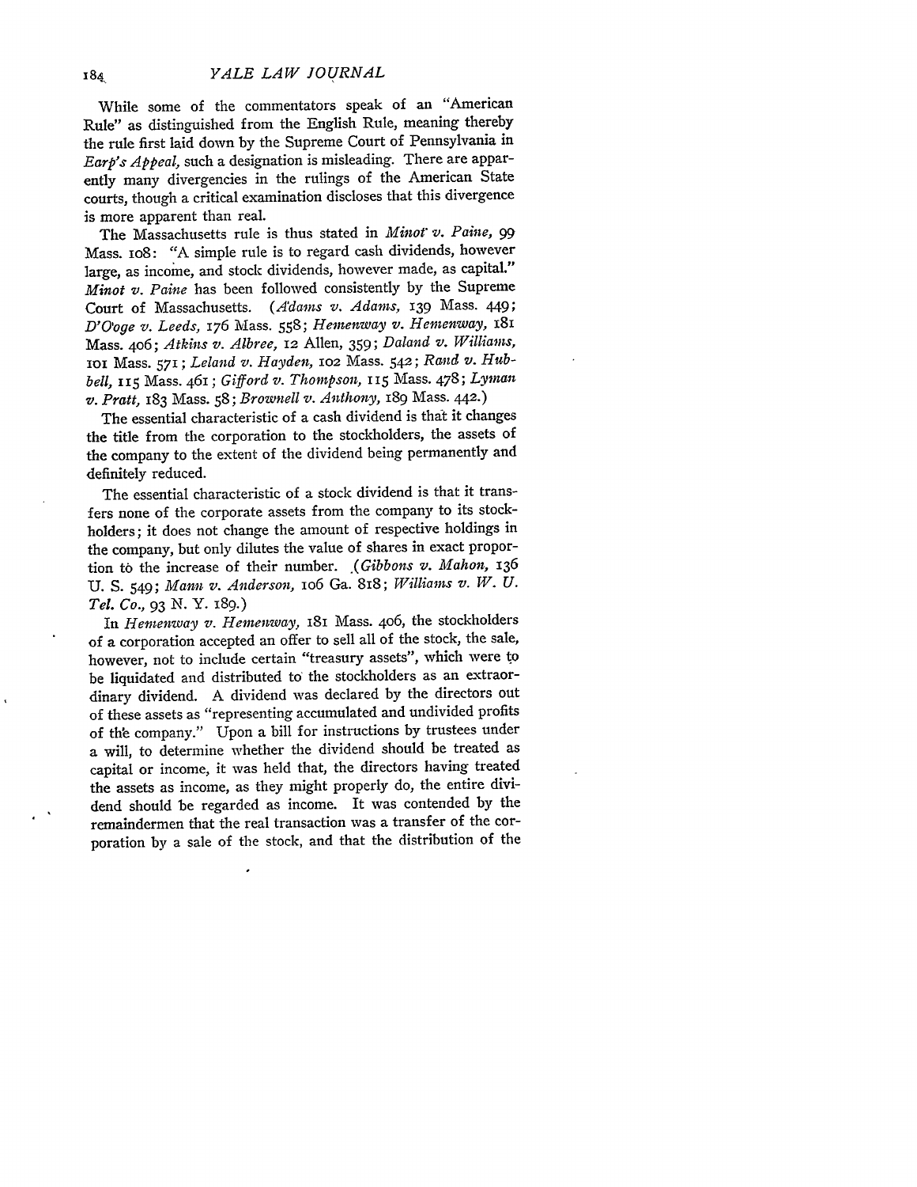While some of the commentators speak of an "American Rule" as distinguished from the English Rule, meaning thereby the rule first laid down by the Supreme Court of Pennsylvania in *Earp's Appeal*, such a designation is misleading. There are apparently many divergencies in the rulings of the American State courts, though a critical examination discloses that this divergence is more apparent than real.

The Massachusetts rule is thus stated in *Minot v. Paine*, 99 Mass. 108: "A simple rule is to regard cash dividends, however large, as income, and stock dividends, however made, as capital." *Minot v. Paine* has been followed consistently by the Supreme Court of Massachusetts. (*Adams v. Adams*, 139 Mass. 449; *D'Ooge v. Leeds*, 176 Mass. 558; *Hemenway v. Hemenway*, 181 Mass. 406; *Atkins v. Albree*, 12 Allen, 359; *Daland v. Williams*, 101 Mass. 571; *Leland v. Hayden*, 102 Mass. 542; *Rand v. Hubbell*, 115 Mass. 461; *Gifford v. Thompson*, 115 Mass. 478; *Lyman v. Pratt*, 183 Mass. 58; *Brownell v. Anthony*, 189 Mass. 442.)

The essential characteristic of a cash dividend is that it changes the title from the corporation to the stockholders, the assets of the company to the extent of the dividend being permanently and definitely reduced.

The essential characteristic of a stock dividend is that it transfers none of the corporate assets from the company to its stockholders; it does not change the amount of respective holdings in the company, but only dilutes the value of shares in exact proportion to the increase of their number. (*Gibbons v. Mahon*, 136 U. S. 549; *Mann v. Anderson*, 106 Ga. 818; *Williams v. W. U. Tel. Co.*, 93 N. Y. 189.)

In *Hemenway v. Hemenway*, 181 Mass. 406, the stockholders of a corporation accepted an offer to sell all of the stock, the sale, however, not to include certain "treasury assets", which were to be liquidated and distributed to the stockholders as an extraordinary dividend. A dividend was declared by the directors out of these assets as "representing accumulated and undivided profits of the company." Upon a bill for instructions by trustees under a will, to determine whether the dividend should be treated as capital or income, it was held that, the directors having treated the assets as income, as they might properly do, the entire dividend should be regarded as income. It was contended by the remaindermen that the real transaction was a transfer of the corporation by a sale of the stock, and that the distribution of the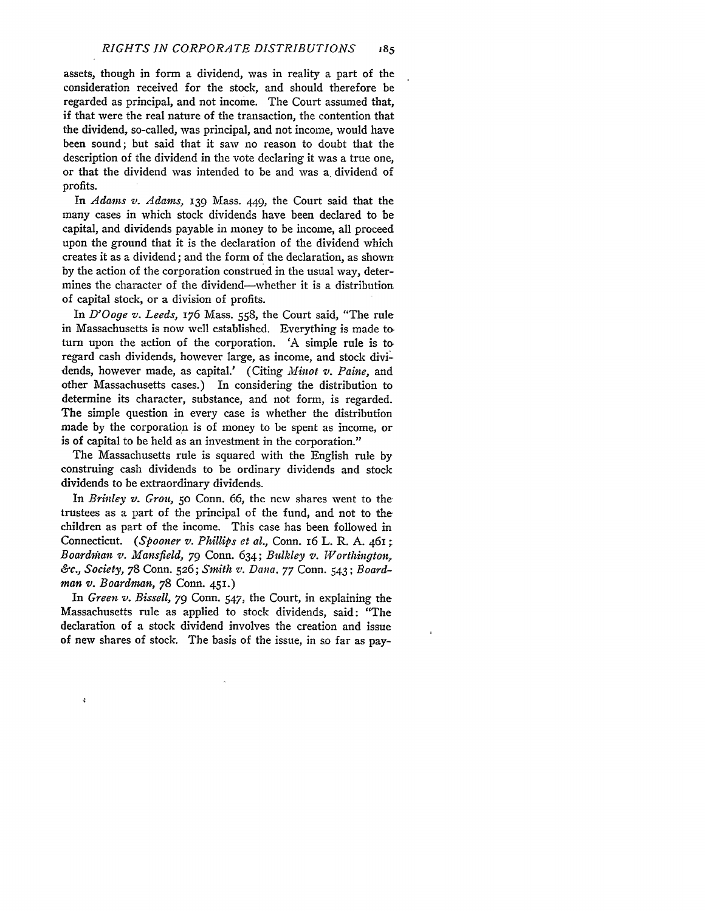assets, though in form a dividend, was in reality a part of the consideration received for the stock, and should therefore be regarded as principal, and not income. The Court assumed that, if that were the real nature of the transaction, the contention that the dividend, so-called, was principal, and not income, would have been sound; but said that it saw no reason to doubt that the description of the dividend in the vote declaring it was a true one, or that the dividend was intended to be and was a dividend of profits.

In *Adams v. Adams,* 139 Mass. 449, the Court said that the many cases in which stock dividends have been declared to be capital, and dividends payable in money to be income, all proceed upon the ground that it is the declaration of the dividend which creates it as a dividend; and the form of the declaration, as shown by the action of the corporation construed in the usual way, determines the character of the dividend—whether it is a distribution of capital stock, or a division of profits.

In *D'Ooge v. Leeds,* 176 Mass. 558, the Court said, "The rule in Massachusetts is now well established. Everything is made to turn upon the action of the corporation. 'A simple rule is to regard cash dividends, however large, as income, and stock dividends, however made, as capital.' (Citing *Minot v. Paine,* and other Massachusetts cases.) In considering the distribution to determine its character, substance, and not form, is regarded. The simple question in every case is whether the distribution made by the corporation is of money to be spent as income, or is of capital to be held as an investment in the corporation."

The Massachusetts rule is squared with the English rule by construing cash dividends to be ordinary dividends and stock dividends to be extraordinary dividends.

In *Brinley v. Grou,* 50 Conn. 66, the new shares went to the trustees as a part of the principal of the fund, and not to the children as part of the income. This case has been followed in Connecticut. (*Spooner v. Phillips et al.,* Conn. 16 L. R. A. 461; *Boardman v. Mansfield,* 79 Conn. 634; *Bulkley v. Worthington, &c., Society,* 78 Conn. 526; *Smith v. Dana,* 77 Conn. 543; *Boardman v. Boardman,* 78 Conn. 451.)

In *Green v. Bissell,* 79 Conn. 547, the Court, in explaining the Massachusetts rule as applied to stock dividends, said: "The declaration of a stock dividend involves the creation and issue of new shares of stock. The basis of the issue, in so far as pay-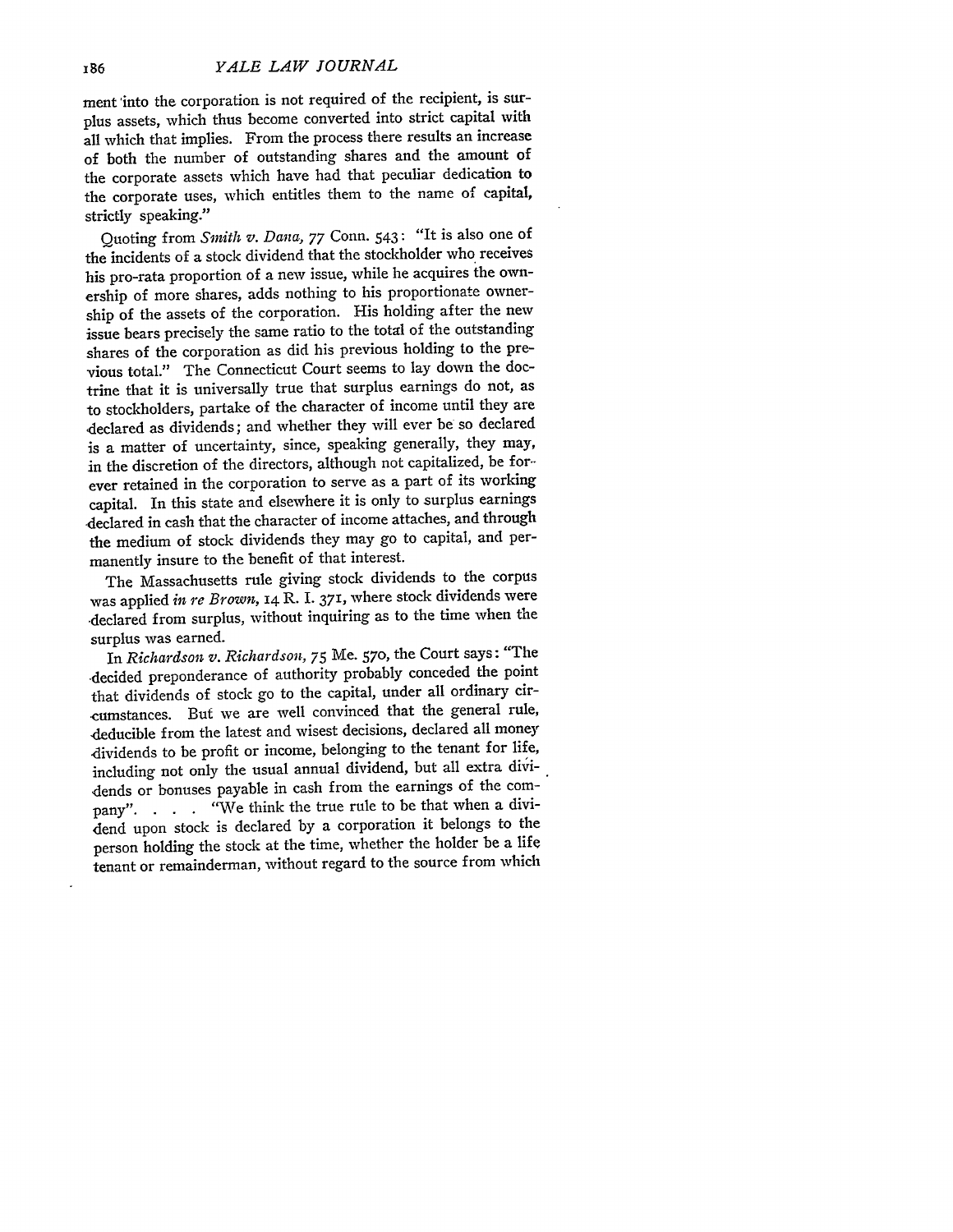ment into the corporation is not required of the recipient, is surplus assets, which thus become converted into strict capital with all which that implies. From the process there results an increase of both the number of outstanding shares and the amount of the corporate assets which have had that peculiar dedication to the corporate uses, which entitles them to the name of capital, strictly speaking."

Quoting from *Smith v. Dana*, 77 Conn. 543: "It is also one of the incidents of a stock dividend that the stockholder who receives his pro-rata proportion of a new issue, while he acquires the ownership of more shares, adds nothing to his proportionate ownership of the assets of the corporation. His holding after the new issue bears precisely the same ratio to the total of the outstanding shares of the corporation as did his previous holding to the previous total." The Connecticut Court seems to lay down the doctrine that it is universally true that surplus earnings do not, as to stockholders, partake of the character of income until they are declared as dividends; and whether they will ever be so declared is a matter of uncertainty, since, speaking generally, they may, in the discretion of the directors, although not capitalized, be forever retained in the corporation to serve as a part of its working capital. In this state and elsewhere it is only to surplus earnings declared in cash that the character of income attaches, and through the medium of stock dividends they may go to capital, and permanently insure to the benefit of that interest.

The Massachusetts rule giving stock dividends to the corpus was applied *in re Brown*, 14 R. I. 371, where stock dividends were declared from surplus, without inquiring as to the time when the surplus was earned.

In *Richardson v. Richardson*, 75 Me. 570, the Court says: "The decided preponderance of authority probably conceded the point that dividends of stock go to the capital, under all ordinary circumstances. But we are well convinced that the general rule, deducible from the latest and wisest decisions, declared all money dividends to be profit or income, belonging to the tenant for life, including not only the usual annual dividend, but all extra dividends or bonuses payable in cash from the earnings of the company". . . . "We think the true rule to be that when a dividend upon stock is declared by a corporation it belongs to the person holding the stock at the time, whether the holder be a life tenant or remainderman, without regard to the source from which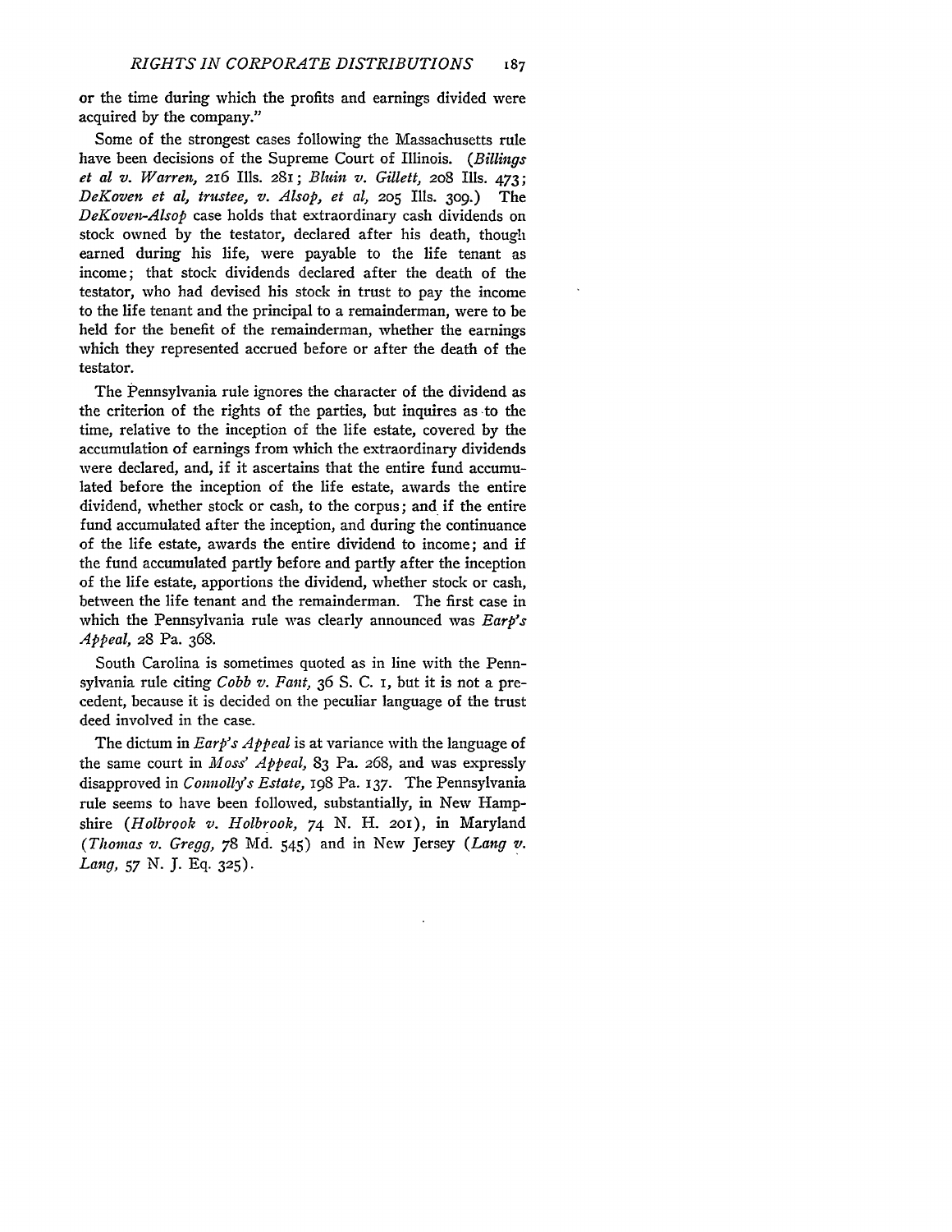or the time during which the profits and earnings divided were acquired by the company."

Some of the strongest cases following the Massachusetts rule have been decisions of the Supreme Court of Illinois. (*Billings et al v. Warren*, 216 Ills. 281; *Bluin v. Gillett*, 208 Ills. 473; *DeKoven et al, trustee, v. Alsop, et al*, 205 Ills. 309.) The *DeKoven-Alsop* case holds that extraordinary cash dividends on stock owned by the testator, declared after his death, though earned during his life, were payable to the life tenant as income; that stock dividends declared after the death of the testator, who had devised his stock in trust to pay the income to the life tenant and the principal to a remainderman, were to be held for the benefit of the remainderman, whether the earnings which they represented accrued before or after the death of the testator.

The Pennsylvania rule ignores the character of the dividend as the criterion of the rights of the parties, but inquires as to the time, relative to the inception of the life estate, covered by the accumulation of earnings from which the extraordinary dividends were declared, and, if it ascertains that the entire fund accumulated before the inception of the life estate, awards the entire dividend, whether stock or cash, to the corpus; and if the entire fund accumulated after the inception, and during the continuance of the life estate, awards the entire dividend to income; and if the fund accumulated partly before and partly after the inception of the life estate, apportions the dividend, whether stock or cash, between the life tenant and the remainderman. The first case in which the Pennsylvania rule was clearly announced was *Earp's Appeal*, 28 Pa. 368.

South Carolina is sometimes quoted as in line with the Pennsylvania rule citing *Cobb v. Fant*, 36 S. C. 1, but it is not a precedent, because it is decided on the peculiar language of the trust deed involved in the case.

The dictum in *Earp's Appeal* is at variance with the language of the same court in *Moss' Appeal*, 83 Pa. 268, and was expressly disapproved in *Connolly's Estate*, 198 Pa. 137. The Pennsylvania rule seems to have been followed, substantially, in New Hampshire (*Holbrook v. Holbrook*, 74 N. H. 201), in Maryland (*Thomas v. Gregg*, 78 Md. 545) and in New Jersey (*Lang v. Lang*, 57 N. J. Eq. 325).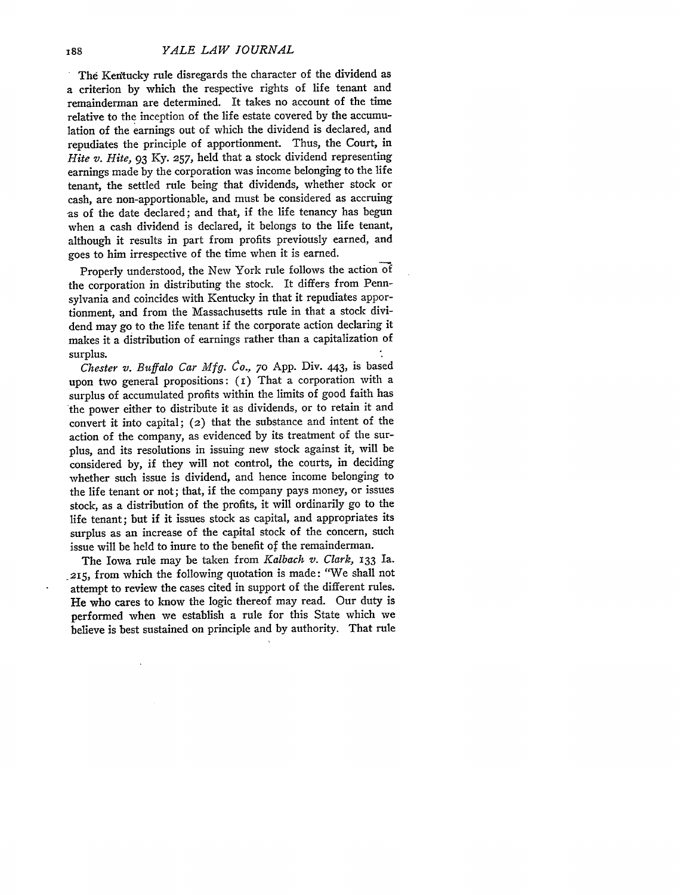The Kentucky rule disregards the character of the dividend as a criterion by which the respective rights of life tenant and remainderman are determined. It takes no account of the time relative to the inception of the life estate covered by the accumulation of the earnings out of which the dividend is declared, and repudiates the principle of apportionment. Thus, the Court, in *Hite v. Hite*, 93 Ky. 257, held that a stock dividend representing earnings made by the corporation was income belonging to the life tenant, the settled rule being that dividends, whether stock or cash, are non-apportionable, and must be considered as accruing as of the date declared; and that, if the life tenancy has begun when a cash dividend is declared, it belongs to the life tenant, although it results in part from profits previously earned, and goes to him irrespective of the time when it is earned.

Properly understood, the New York rule follows the action of the corporation in distributing the stock. It differs from Pennsylvania and coincides with Kentucky in that it repudiates apportionment, and from the Massachusetts rule in that a stock dividend may go to the life tenant if the corporate action declaring it makes it a distribution of earnings rather than a capitalization of surplus.

*Chester v. Buffalo Car Mfg. Co.*, 70 App. Div. 443, is based upon two general propositions: (1) That a corporation with a surplus of accumulated profits within the limits of good faith has the power either to distribute it as dividends, or to retain it and convert it into capital; (2) that the substance and intent of the action of the company, as evidenced by its treatment of the surplus, and its resolutions in issuing new stock against it, will be considered by, if they will not control, the courts, in deciding whether such issue is dividend, and hence income belonging to the life tenant or not; that, if the company pays money, or issues stock, as a distribution of the profits, it will ordinarily go to the life tenant; but if it issues stock as capital, and appropriates its surplus as an increase of the capital stock of the concern, such issue will be held to inure to the benefit of the remainderman.

The Iowa rule may be taken from *Kalbach v. Clark*, 133 Ia. 215, from which the following quotation is made: "We shall not attempt to review the cases cited in support of the different rules. He who cares to know the logic thereof may read. Our duty is performed when we establish a rule for this State which we believe is best sustained on principle and by authority. That rule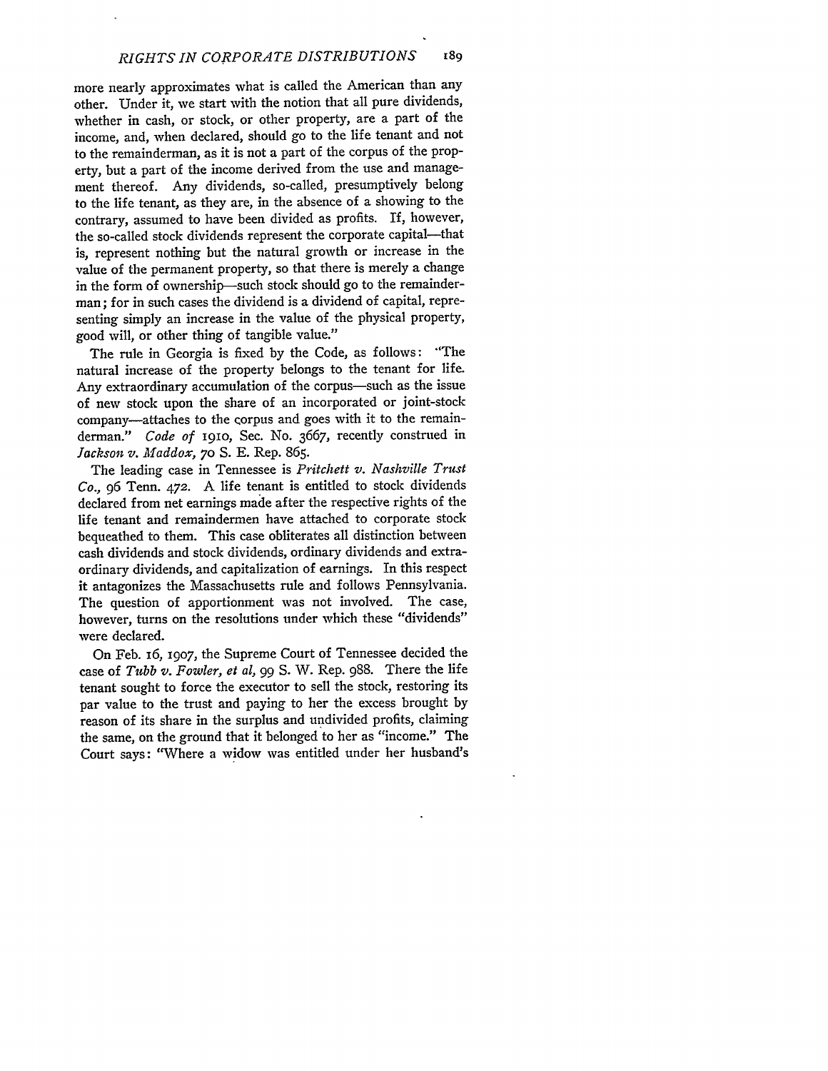more nearly approximates what is called the American than any other. Under it, we start with the notion that all pure dividends, whether in cash, or stock, or other property, are a part of the income, and, when declared, should go to the life tenant and not to the remainderman, as it is not a part of the corpus of the property, but a part of the income derived from the use and management thereof. Any dividends, so-called, presumptively belong to the life tenant, as they are, in the absence of a showing to the contrary, assumed to have been divided as profits. If, however, the so-called stock dividends represent the corporate capital—that is, represent nothing but the natural growth or increase in the value of the permanent property, so that there is merely a change in the form of ownership—such stock should go to the remainderman; for in such cases the dividend is a dividend of capital, representing simply an increase in the value of the physical property, good will, or other thing of tangible value."

The rule in Georgia is fixed by the Code, as follows: "The natural increase of the property belongs to the tenant for life. Any extraordinary accumulation of the corpus—such as the issue of new stock upon the share of an incorporated or joint-stock company—attaches to the corpus and goes with it to the remainderman." *Code of* 1910, Sec. No. 3667, recently construed in *Jackson v. Maddox,* 70 S. E. Rep. 865.

The leading case in Tennessee is *Pritchett v. Nashville Trust Co.,* 96 Tenn. 472. A life tenant is entitled to stock dividends declared from net earnings made after the respective rights of the life tenant and remaindermen have attached to corporate stock bequeathed to them. This case obliterates all distinction between cash dividends and stock dividends, ordinary dividends and extraordinary dividends, and capitalization of earnings. In this respect it antagonizes the Massachusetts rule and follows Pennsylvania. The question of apportionment was not involved. The case, however, turns on the resolutions under which these "dividends" were declared.

On Feb. 16, 1907, the Supreme Court of Tennessee decided the case of *Tubb v. Fowler, et al,* 99 S. W. Rep. 988. There the life tenant sought to force the executor to sell the stock, restoring its par value to the trust and paying to her the excess brought by reason of its share in the surplus and undivided profits, claiming the same, on the ground that it belonged to her as "income." The Court says: "Where a widow was entitled under her husband's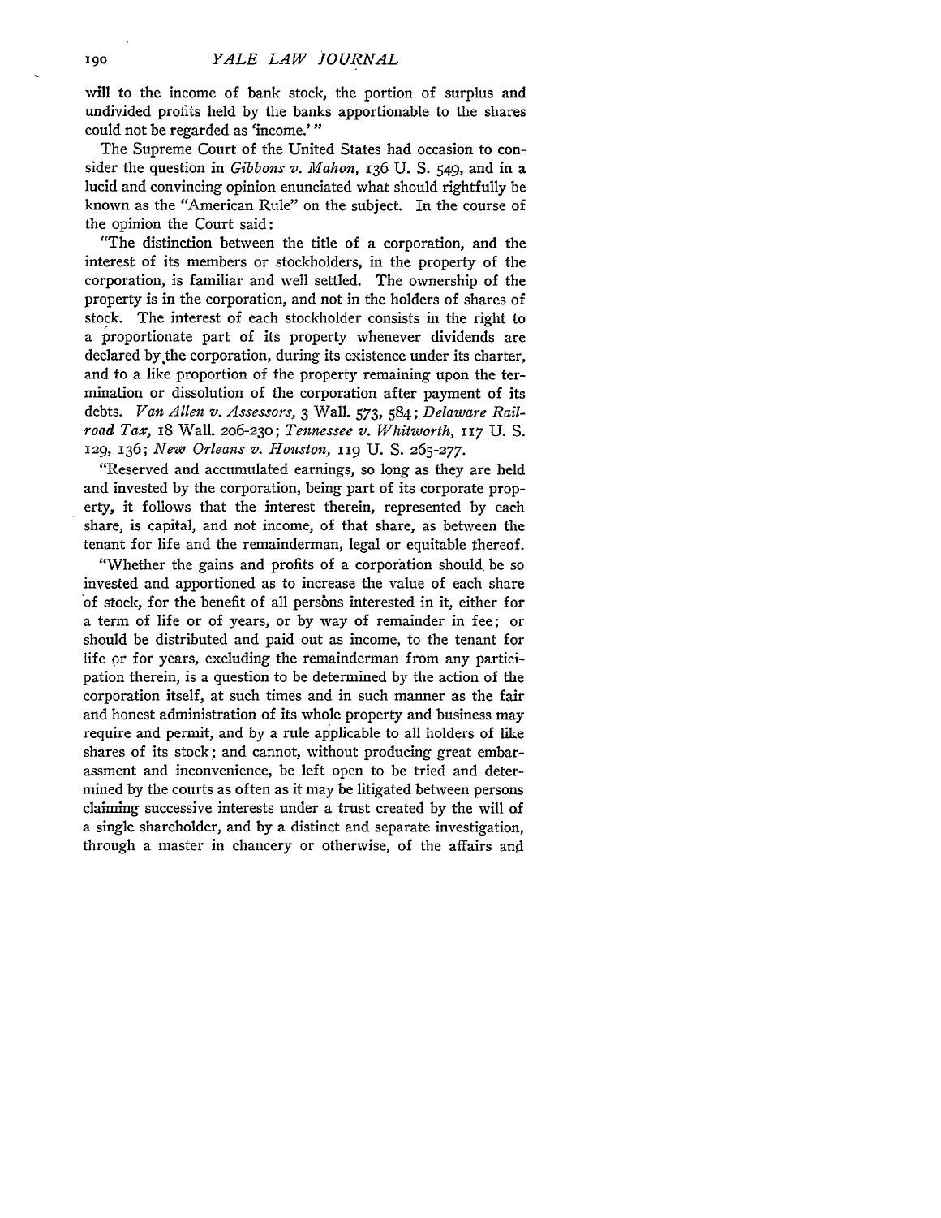will to the income of bank stock, the portion of surplus and undivided profits held by the banks apportionable to the shares could not be regarded as 'income.'"

The Supreme Court of the United States had occasion to consider the question in *Gibbons v. Mahon,* 136 U. S. 549, and in a lucid and convincing opinion enunciated what should rightfully be known as the "American Rule" on the subject. In the course of the opinion the Court said:

"The distinction between the title of a corporation, and the interest of its members or stockholders, in the property of the corporation, is familiar and well settled. The ownership of the property is in the corporation, and not in the holders of shares of stock. The interest of each stockholder consists in the right to a proportionate part of its property whenever dividends are declared by the corporation, during its existence under its charter, and to a like proportion of the property remaining upon the termination or dissolution of the corporation after payment of its debts. *Van Allen v. Assessors,* 3 Wall. 573, 584; *Delaware Railroad Tax,* 18 Wall. 206-230; *Tennessee v. Whitworth,* 117 U. S. 129, 136; *New Orleans v. Houston,* 119 U. S. 265-277.

"Reserved and accumulated earnings, so long as they are held and invested by the corporation, being part of its corporate property, it follows that the interest therein, represented by each share, is capital, and not income, of that share, as between the tenant for life and the remainderman, legal or equitable thereof.

"Whether the gains and profits of a corporation should be so invested and apportioned as to increase the value of each share of stock, for the benefit of all persons interested in it, either for a term of life or of years, or by way of remainder in fee; or should be distributed and paid out as income, to the tenant for life or for years, excluding the remainderman from any participation therein, is a question to be determined by the action of the corporation itself, at such times and in such manner as the fair and honest administration of its whole property and business may require and permit, and by a rule applicable to all holders of like shares of its stock; and cannot, without producing great embarassment and inconvenience, be left open to be tried and determined by the courts as often as it may be litigated between persons claiming successive interests under a trust created by the will of a single shareholder, and by a distinct and separate investigation, through a master in chancery or otherwise, of the affairs and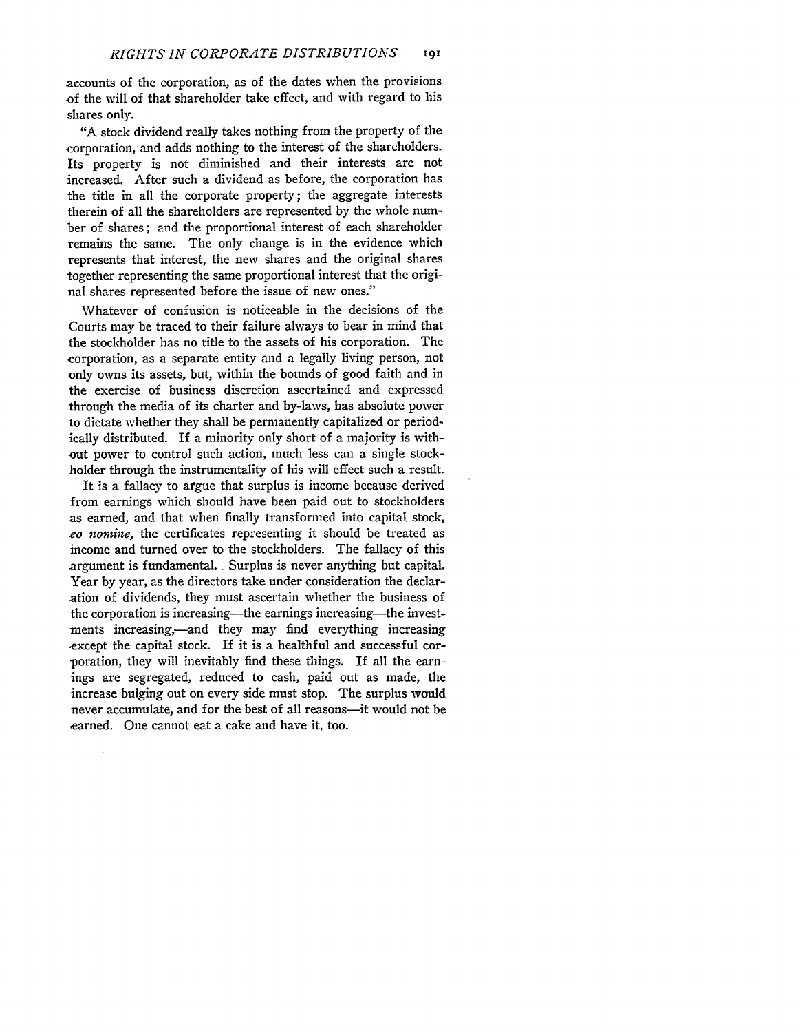accounts of the corporation, as of the dates when the provisions of the will of that shareholder take effect, and with regard to his shares only.

"A stock dividend really takes nothing from the property of the corporation, and adds nothing to the interest of the shareholders. Its property is not diminished and their interests are not increased. After such a dividend as before, the corporation has the title in all the corporate property; the aggregate interests therein of all the shareholders are represented by the whole number of shares; and the proportional interest of each shareholder remains the same. The only change is in the evidence which represents that interest, the new shares and the original shares together representing the same proportional interest that the original shares represented before the issue of new ones."

Whatever of confusion is noticeable in the decisions of the Courts may be traced to their failure always to bear in mind that the stockholder has no title to the assets of his corporation. The corporation, as a separate entity and a legally living person, not only owns its assets, but, within the bounds of good faith and in the exercise of business discretion ascertained and expressed through the media of its charter and by-laws, has absolute power to dictate whether they shall be permanently capitalized or periodically distributed. If a minority only short of a majority is without power to control such action, much less can a single stockholder through the instrumentality of his will effect such a result.

It is a fallacy to argue that surplus is income because derived from earnings which should have been paid out to stockholders as earned, and that when finally transformed into capital stock, *eo nomine,* the certificates representing it should be treated as income and turned over to the stockholders. The fallacy of this argument is fundamental. Surplus is never anything but capital. Year by year, as the directors take under consideration the declaration of dividends, they must ascertain whether the business of the corporation is increasing—the earnings increasing—the investments increasing,—and they may find everything increasing except the capital stock. If it is a healthful and successful corporation, they will inevitably find these things. If all the earnings are segregated, reduced to cash, paid out as made, the increase bulging out on every side must stop. The surplus would never accumulate, and for the best of all reasons—it would not be earned. One cannot eat a cake and have it, too.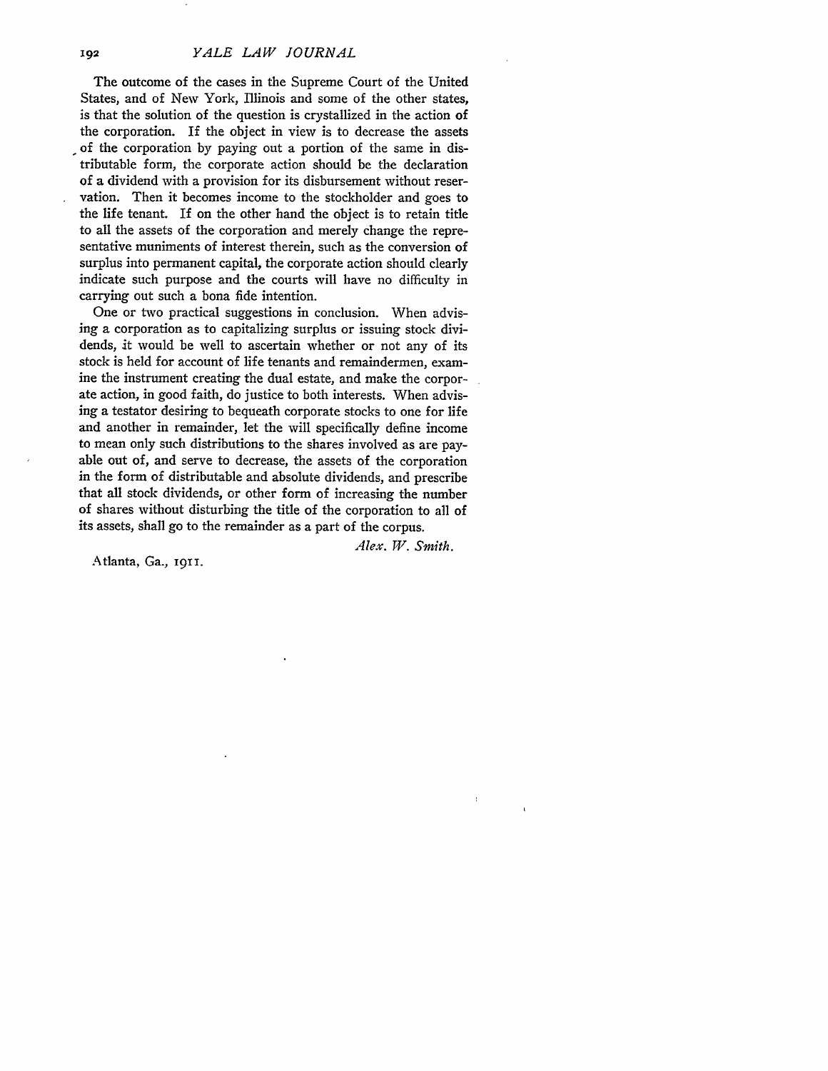The outcome of the cases in the Supreme Court of the United States, and of New York, Illinois and some of the other states, is that the solution of the question is crystallized in the action of the corporation. If the object in view is to decrease the assets of the corporation by paying out a portion of the same in distributable form, the corporate action should be the declaration of a dividend with a provision for its disbursement without reservation. Then it becomes income to the stockholder and goes to the life tenant. If on the other hand the object is to retain title to all the assets of the corporation and merely change the representative muniments of interest therein, such as the conversion of surplus into permanent capital, the corporate action should clearly indicate such purpose and the courts will have no difficulty in carrying out such a bona fide intention.

One or two practical suggestions in conclusion. When advising a corporation as to capitalizing surplus or issuing stock dividends, it would be well to ascertain whether or not any of its stock is held for account of life tenants and remaindermen, examine the instrument creating the dual estate, and make the corporate action, in good faith, do justice to both interests. When advising a testator desiring to bequeath corporate stocks to one for life and another in remainder, let the will specifically define income to mean only such distributions to the shares involved as are payable out of, and serve to decrease, the assets of the corporation in the form of distributable and absolute dividends, and prescribe that all stock dividends, or other form of increasing the number of shares without disturbing the title of the corporation to all of its assets, shall go to the remainder as a part of the corpus.

*Alex. W. Smith.*

Atlanta, Ga., 1911.